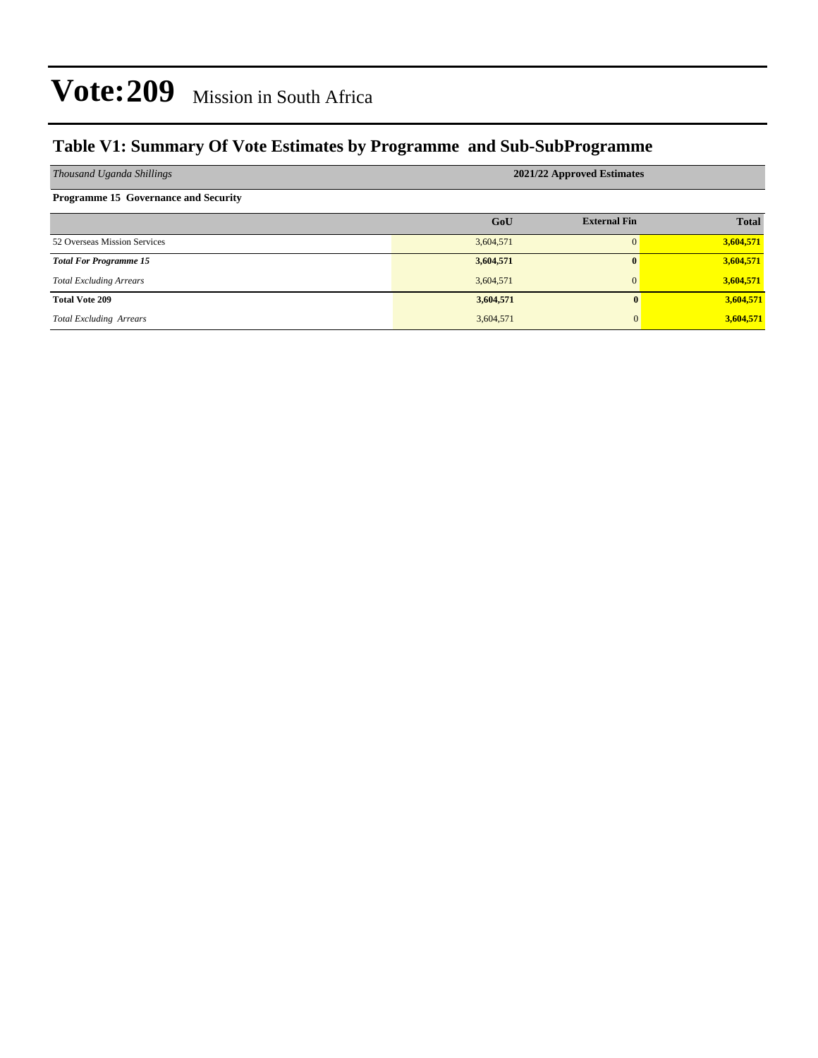# Vote:209 Mission in South Africa

## Table V1: Summary Of Vote Estimates by Programme and Sub-SubProgramme

| *Thousand Uganda Shillings* | 2021/22 Approved Estimates | | |
|---|---|---|---|
| **Programme 15 Governance and Security** | | | |
| | **GoU** | **External Fin** | **Total** |
| 52 Overseas Mission Services | 3,604,571 | 0 | **3,604,571** |
| ***Total For Programme 15*** | **3,604,571** | **0** | **3,604,571** |
| *Total Excluding Arrears* | 3,604,571 | 0 | **3,604,571** |
| **Total Vote 209** | **3,604,571** | **0** | **3,604,571** |
| *Total Excluding Arrears* | 3,604,571 | 0 | **3,604,571** |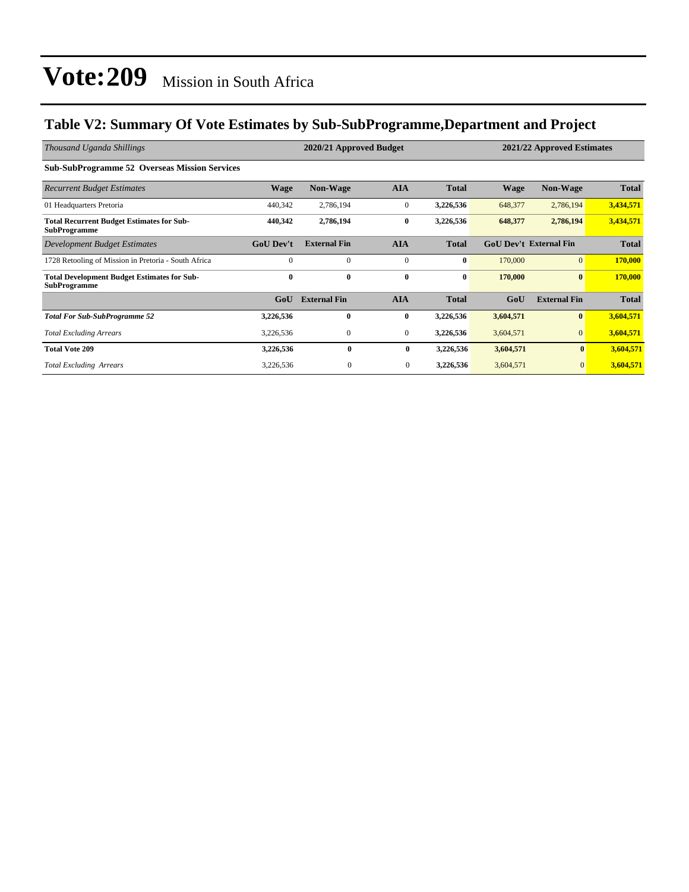# Vote:209 Mission in South Africa

## Table V2: Summary Of Vote Estimates by Sub-SubProgramme,Department and Project

| *Thousand Uganda Shillings* | 2020/21 Approved Budget | | | | 2021/22 Approved Estimates | | |
|---|---|---|---|---|---|---|---|
| **Sub-SubProgramme 52 Overseas Mission Services** | | | | | | | |
| *Recurrent Budget Estimates* | **Wage** | **Non-Wage** | **AIA** | **Total** | **Wage** | **Non-Wage** | **Total** |
| 01 Headquarters Pretoria | 440,342 | 2,786,194 | 0 | **3,226,536** | 648,377 | 2,786,194 | **3,434,571** |
| **Total Recurrent Budget Estimates for Sub-SubProgramme** | **440,342** | **2,786,194** | **0** | **3,226,536** | **648,377** | **2,786,194** | **3,434,571** |
| *Development Budget Estimates* | **GoU Dev't** | **External Fin** | **AIA** | **Total** | **GoU Dev't** | **External Fin** | **Total** |
| 1728 Retooling of Mission in Pretoria - South Africa | 0 | 0 | 0 | **0** | 170,000 | 0 | **170,000** |
| **Total Development Budget Estimates for Sub-SubProgramme** | **0** | **0** | **0** | **0** | **170,000** | **0** | **170,000** |
| | **GoU** | **External Fin** | **AIA** | **Total** | **GoU** | **External Fin** | **Total** |
| ***Total For Sub-SubProgramme 52*** | **3,226,536** | **0** | **0** | **3,226,536** | **3,604,571** | **0** | **3,604,571** |
| *Total Excluding Arrears* | 3,226,536 | 0 | 0 | **3,226,536** | 3,604,571 | 0 | **3,604,571** |
| **Total Vote 209** | **3,226,536** | **0** | **0** | **3,226,536** | **3,604,571** | **0** | **3,604,571** |
| *Total Excluding Arrears* | 3,226,536 | 0 | 0 | **3,226,536** | 3,604,571 | 0 | **3,604,571** |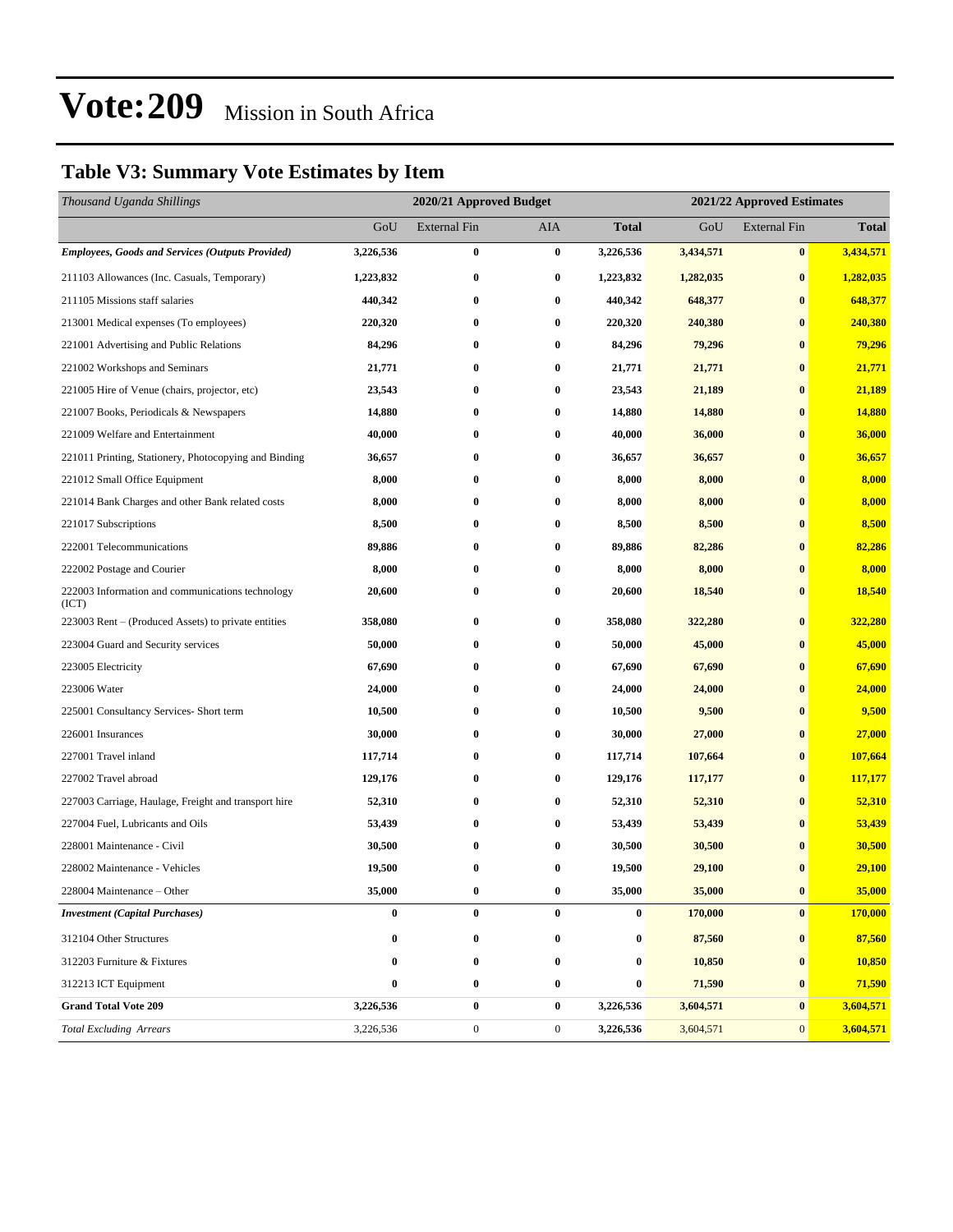# Vote:209 Mission in South Africa

## Table V3: Summary Vote Estimates by Item

| *Thousand Uganda Shillings* | 2020/21 Approved Budget | | | | 2021/22 Approved Estimates | | |
|---|---|---|---|---|---|---|---|
| | GoU | External Fin | AIA | **Total** | GoU | External Fin | **Total** |
| ***Employees, Goods and Services (Outputs Provided)*** | **3,226,536** | **0** | **0** | **3,226,536** | **3,434,571** | **0** | **3,434,571** |
| 211103 Allowances (Inc. Casuals, Temporary) | **1,223,832** | **0** | **0** | **1,223,832** | **1,282,035** | **0** | **1,282,035** |
| 211105 Missions staff salaries | **440,342** | **0** | **0** | **440,342** | **648,377** | **0** | **648,377** |
| 213001 Medical expenses (To employees) | **220,320** | **0** | **0** | **220,320** | **240,380** | **0** | **240,380** |
| 221001 Advertising and Public Relations | **84,296** | **0** | **0** | **84,296** | **79,296** | **0** | **79,296** |
| 221002 Workshops and Seminars | **21,771** | **0** | **0** | **21,771** | **21,771** | **0** | **21,771** |
| 221005 Hire of Venue (chairs, projector, etc) | **23,543** | **0** | **0** | **23,543** | **21,189** | **0** | **21,189** |
| 221007 Books, Periodicals & Newspapers | **14,880** | **0** | **0** | **14,880** | **14,880** | **0** | **14,880** |
| 221009 Welfare and Entertainment | **40,000** | **0** | **0** | **40,000** | **36,000** | **0** | **36,000** |
| 221011 Printing, Stationery, Photocopying and Binding | **36,657** | **0** | **0** | **36,657** | **36,657** | **0** | **36,657** |
| 221012 Small Office Equipment | **8,000** | **0** | **0** | **8,000** | **8,000** | **0** | **8,000** |
| 221014 Bank Charges and other Bank related costs | **8,000** | **0** | **0** | **8,000** | **8,000** | **0** | **8,000** |
| 221017 Subscriptions | **8,500** | **0** | **0** | **8,500** | **8,500** | **0** | **8,500** |
| 222001 Telecommunications | **89,886** | **0** | **0** | **89,886** | **82,286** | **0** | **82,286** |
| 222002 Postage and Courier | **8,000** | **0** | **0** | **8,000** | **8,000** | **0** | **8,000** |
| 222003 Information and communications technology (ICT) | **20,600** | **0** | **0** | **20,600** | **18,540** | **0** | **18,540** |
| 223003 Rent – (Produced Assets) to private entities | **358,080** | **0** | **0** | **358,080** | **322,280** | **0** | **322,280** |
| 223004 Guard and Security services | **50,000** | **0** | **0** | **50,000** | **45,000** | **0** | **45,000** |
| 223005 Electricity | **67,690** | **0** | **0** | **67,690** | **67,690** | **0** | **67,690** |
| 223006 Water | **24,000** | **0** | **0** | **24,000** | **24,000** | **0** | **24,000** |
| 225001 Consultancy Services- Short term | **10,500** | **0** | **0** | **10,500** | **9,500** | **0** | **9,500** |
| 226001 Insurances | **30,000** | **0** | **0** | **30,000** | **27,000** | **0** | **27,000** |
| 227001 Travel inland | **117,714** | **0** | **0** | **117,714** | **107,664** | **0** | **107,664** |
| 227002 Travel abroad | **129,176** | **0** | **0** | **129,176** | **117,177** | **0** | **117,177** |
| 227003 Carriage, Haulage, Freight and transport hire | **52,310** | **0** | **0** | **52,310** | **52,310** | **0** | **52,310** |
| 227004 Fuel, Lubricants and Oils | **53,439** | **0** | **0** | **53,439** | **53,439** | **0** | **53,439** |
| 228001 Maintenance - Civil | **30,500** | **0** | **0** | **30,500** | **30,500** | **0** | **30,500** |
| 228002 Maintenance - Vehicles | **19,500** | **0** | **0** | **19,500** | **29,100** | **0** | **29,100** |
| 228004 Maintenance – Other | **35,000** | **0** | **0** | **35,000** | **35,000** | **0** | **35,000** |
| ***Investment (Capital Purchases)*** | **0** | **0** | **0** | **0** | **170,000** | **0** | **170,000** |
| 312104 Other Structures | **0** | **0** | **0** | **0** | **87,560** | **0** | **87,560** |
| 312203 Furniture & Fixtures | **0** | **0** | **0** | **0** | **10,850** | **0** | **10,850** |
| 312213 ICT Equipment | **0** | **0** | **0** | **0** | **71,590** | **0** | **71,590** |
| **Grand Total Vote 209** | **3,226,536** | **0** | **0** | **3,226,536** | **3,604,571** | **0** | **3,604,571** |
| *Total Excluding Arrears* | 3,226,536 | 0 | 0 | **3,226,536** | 3,604,571 | 0 | **3,604,571** |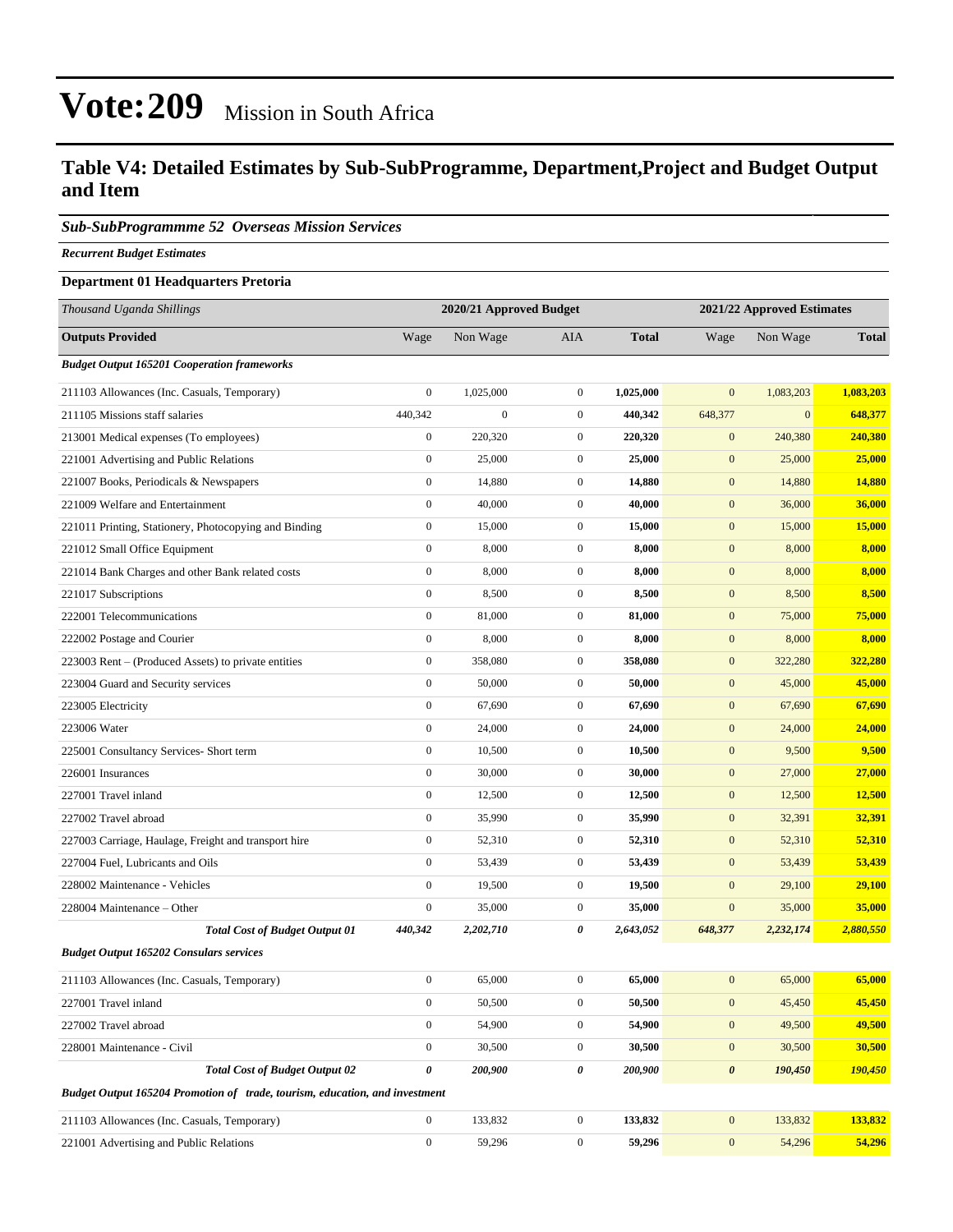# Vote:209 Mission in South Africa

## Table V4: Detailed Estimates by Sub-SubProgramme, Department,Project and Budget Output and Item

### *Sub-SubProgrammme 52 Overseas Mission Services*

***Recurrent Budget Estimates***

**Department 01 Headquarters Pretoria**

| *Thousand Uganda Shillings* | 2020/21 Approved Budget | | | | 2021/22 Approved Estimates | | |
|---|---|---|---|---|---|---|---|
| **Outputs Provided** | Wage | Non Wage | AIA | **Total** | Wage | Non Wage | **Total** |
| ***Budget Output 165201 Cooperation frameworks*** | | | | | | | |
| 211103 Allowances (Inc. Casuals, Temporary) | 0 | 1,025,000 | 0 | **1,025,000** | 0 | 1,083,203 | **1,083,203** |
| 211105 Missions staff salaries | 440,342 | 0 | 0 | **440,342** | 648,377 | 0 | **648,377** |
| 213001 Medical expenses (To employees) | 0 | 220,320 | 0 | **220,320** | 0 | 240,380 | **240,380** |
| 221001 Advertising and Public Relations | 0 | 25,000 | 0 | **25,000** | 0 | 25,000 | **25,000** |
| 221007 Books, Periodicals & Newspapers | 0 | 14,880 | 0 | **14,880** | 0 | 14,880 | **14,880** |
| 221009 Welfare and Entertainment | 0 | 40,000 | 0 | **40,000** | 0 | 36,000 | **36,000** |
| 221011 Printing, Stationery, Photocopying and Binding | 0 | 15,000 | 0 | **15,000** | 0 | 15,000 | **15,000** |
| 221012 Small Office Equipment | 0 | 8,000 | 0 | **8,000** | 0 | 8,000 | **8,000** |
| 221014 Bank Charges and other Bank related costs | 0 | 8,000 | 0 | **8,000** | 0 | 8,000 | **8,000** |
| 221017 Subscriptions | 0 | 8,500 | 0 | **8,500** | 0 | 8,500 | **8,500** |
| 222001 Telecommunications | 0 | 81,000 | 0 | **81,000** | 0 | 75,000 | **75,000** |
| 222002 Postage and Courier | 0 | 8,000 | 0 | **8,000** | 0 | 8,000 | **8,000** |
| 223003 Rent – (Produced Assets) to private entities | 0 | 358,080 | 0 | **358,080** | 0 | 322,280 | **322,280** |
| 223004 Guard and Security services | 0 | 50,000 | 0 | **50,000** | 0 | 45,000 | **45,000** |
| 223005 Electricity | 0 | 67,690 | 0 | **67,690** | 0 | 67,690 | **67,690** |
| 223006 Water | 0 | 24,000 | 0 | **24,000** | 0 | 24,000 | **24,000** |
| 225001 Consultancy Services- Short term | 0 | 10,500 | 0 | **10,500** | 0 | 9,500 | **9,500** |
| 226001 Insurances | 0 | 30,000 | 0 | **30,000** | 0 | 27,000 | **27,000** |
| 227001 Travel inland | 0 | 12,500 | 0 | **12,500** | 0 | 12,500 | **12,500** |
| 227002 Travel abroad | 0 | 35,990 | 0 | **35,990** | 0 | 32,391 | **32,391** |
| 227003 Carriage, Haulage, Freight and transport hire | 0 | 52,310 | 0 | **52,310** | 0 | 52,310 | **52,310** |
| 227004 Fuel, Lubricants and Oils | 0 | 53,439 | 0 | **53,439** | 0 | 53,439 | **53,439** |
| 228002 Maintenance - Vehicles | 0 | 19,500 | 0 | **19,500** | 0 | 29,100 | **29,100** |
| 228004 Maintenance – Other | 0 | 35,000 | 0 | **35,000** | 0 | 35,000 | **35,000** |
| ***Total Cost of Budget Output 01*** | ***440,342*** | ***2,202,710*** | ***0*** | ***2,643,052*** | ***648,377*** | ***2,232,174*** | ***2,880,550*** |
| ***Budget Output 165202 Consulars services*** | | | | | | | |
| 211103 Allowances (Inc. Casuals, Temporary) | 0 | 65,000 | 0 | **65,000** | 0 | 65,000 | **65,000** |
| 227001 Travel inland | 0 | 50,500 | 0 | **50,500** | 0 | 45,450 | **45,450** |
| 227002 Travel abroad | 0 | 54,900 | 0 | **54,900** | 0 | 49,500 | **49,500** |
| 228001 Maintenance - Civil | 0 | 30,500 | 0 | **30,500** | 0 | 30,500 | **30,500** |
| ***Total Cost of Budget Output 02*** | ***0*** | ***200,900*** | ***0*** | ***200,900*** | ***0*** | ***190,450*** | ***190,450*** |
| ***Budget Output 165204 Promotion of trade, tourism, education, and investment*** | | | | | | | |
| 211103 Allowances (Inc. Casuals, Temporary) | 0 | 133,832 | 0 | **133,832** | 0 | 133,832 | **133,832** |
| 221001 Advertising and Public Relations | 0 | 59,296 | 0 | **59,296** | 0 | 54,296 | **54,296** |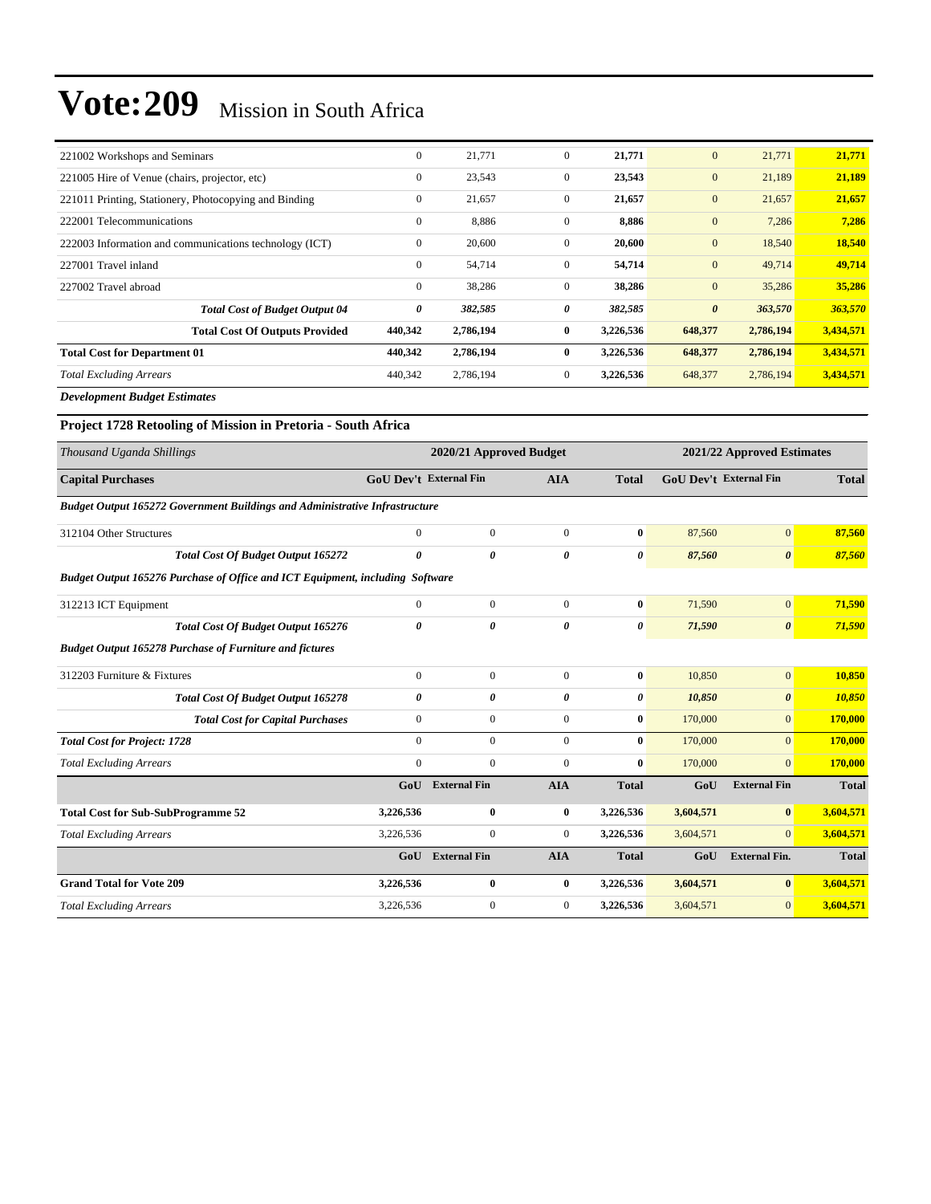# Vote:209 Mission in South Africa

| | | | | | | | |
|---|---|---|---|---|---|---|---|
| 221002 Workshops and Seminars | 0 | 21,771 | 0 | **21,771** | 0 | 21,771 | **21,771** |
| 221005 Hire of Venue (chairs, projector, etc) | 0 | 23,543 | 0 | **23,543** | 0 | 21,189 | **21,189** |
| 221011 Printing, Stationery, Photocopying and Binding | 0 | 21,657 | 0 | **21,657** | 0 | 21,657 | **21,657** |
| 222001 Telecommunications | 0 | 8,886 | 0 | **8,886** | 0 | 7,286 | **7,286** |
| 222003 Information and communications technology (ICT) | 0 | 20,600 | 0 | **20,600** | 0 | 18,540 | **18,540** |
| 227001 Travel inland | 0 | 54,714 | 0 | **54,714** | 0 | 49,714 | **49,714** |
| 227002 Travel abroad | 0 | 38,286 | 0 | **38,286** | 0 | 35,286 | **35,286** |
| ***Total Cost of Budget Output 04*** | ***0*** | ***382,585*** | ***0*** | ***382,585*** | ***0*** | ***363,570*** | ***363,570*** |
| **Total Cost Of Outputs Provided** | **440,342** | **2,786,194** | **0** | **3,226,536** | **648,377** | **2,786,194** | **3,434,571** |
| **Total Cost for Department 01** | **440,342** | **2,786,194** | **0** | **3,226,536** | **648,377** | **2,786,194** | **3,434,571** |
| *Total Excluding Arrears* | 440,342 | 2,786,194 | 0 | **3,226,536** | 648,377 | 2,786,194 | **3,434,571** |

***Development Budget Estimates***

### Project 1728 Retooling of Mission in Pretoria - South Africa

| *Thousand Uganda Shillings* | 2020/21 Approved Budget | | | | 2021/22 Approved Estimates | | |
|---|---|---|---|---|---|---|---|
| **Capital Purchases** | **GoU Dev't** | **External Fin** | **AIA** | **Total** | **GoU Dev't** | **External Fin** | **Total** |
| ***Budget Output 165272 Government Buildings and Administrative Infrastructure*** | | | | | | | |
| 312104 Other Structures | 0 | 0 | 0 | **0** | 87,560 | 0 | **87,560** |
| ***Total Cost Of Budget Output 165272*** | ***0*** | ***0*** | ***0*** | ***0*** | ***87,560*** | ***0*** | ***87,560*** |
| ***Budget Output 165276 Purchase of Office and ICT Equipment, including Software*** | | | | | | | |
| 312213 ICT Equipment | 0 | 0 | 0 | **0** | 71,590 | 0 | **71,590** |
| ***Total Cost Of Budget Output 165276*** | ***0*** | ***0*** | ***0*** | ***0*** | ***71,590*** | ***0*** | ***71,590*** |
| ***Budget Output 165278 Purchase of Furniture and fictures*** | | | | | | | |
| 312203 Furniture & Fixtures | 0 | 0 | 0 | **0** | 10,850 | 0 | **10,850** |
| ***Total Cost Of Budget Output 165278*** | ***0*** | ***0*** | ***0*** | ***0*** | ***10,850*** | ***0*** | ***10,850*** |
| ***Total Cost for Capital Purchases*** | 0 | 0 | 0 | **0** | 170,000 | 0 | **170,000** |
| ***Total Cost for Project: 1728*** | 0 | 0 | 0 | **0** | 170,000 | 0 | **170,000** |
| *Total Excluding Arrears* | 0 | 0 | 0 | **0** | 170,000 | 0 | **170,000** |

| | GoU | External Fin | AIA | Total | GoU | External Fin | Total |
|---|---|---|---|---|---|---|---|
| **Total Cost for Sub-SubProgramme 52** | **3,226,536** | **0** | **0** | **3,226,536** | **3,604,571** | **0** | **3,604,571** |
| *Total Excluding Arrears* | 3,226,536 | 0 | 0 | **3,226,536** | 3,604,571 | 0 | **3,604,571** |

| | GoU | External Fin | AIA | Total | GoU | External Fin. | Total |
|---|---|---|---|---|---|---|---|
| **Grand Total for Vote 209** | **3,226,536** | **0** | **0** | **3,226,536** | **3,604,571** | **0** | **3,604,571** |
| *Total Excluding Arrears* | 3,226,536 | 0 | 0 | **3,226,536** | 3,604,571 | 0 | **3,604,571** |